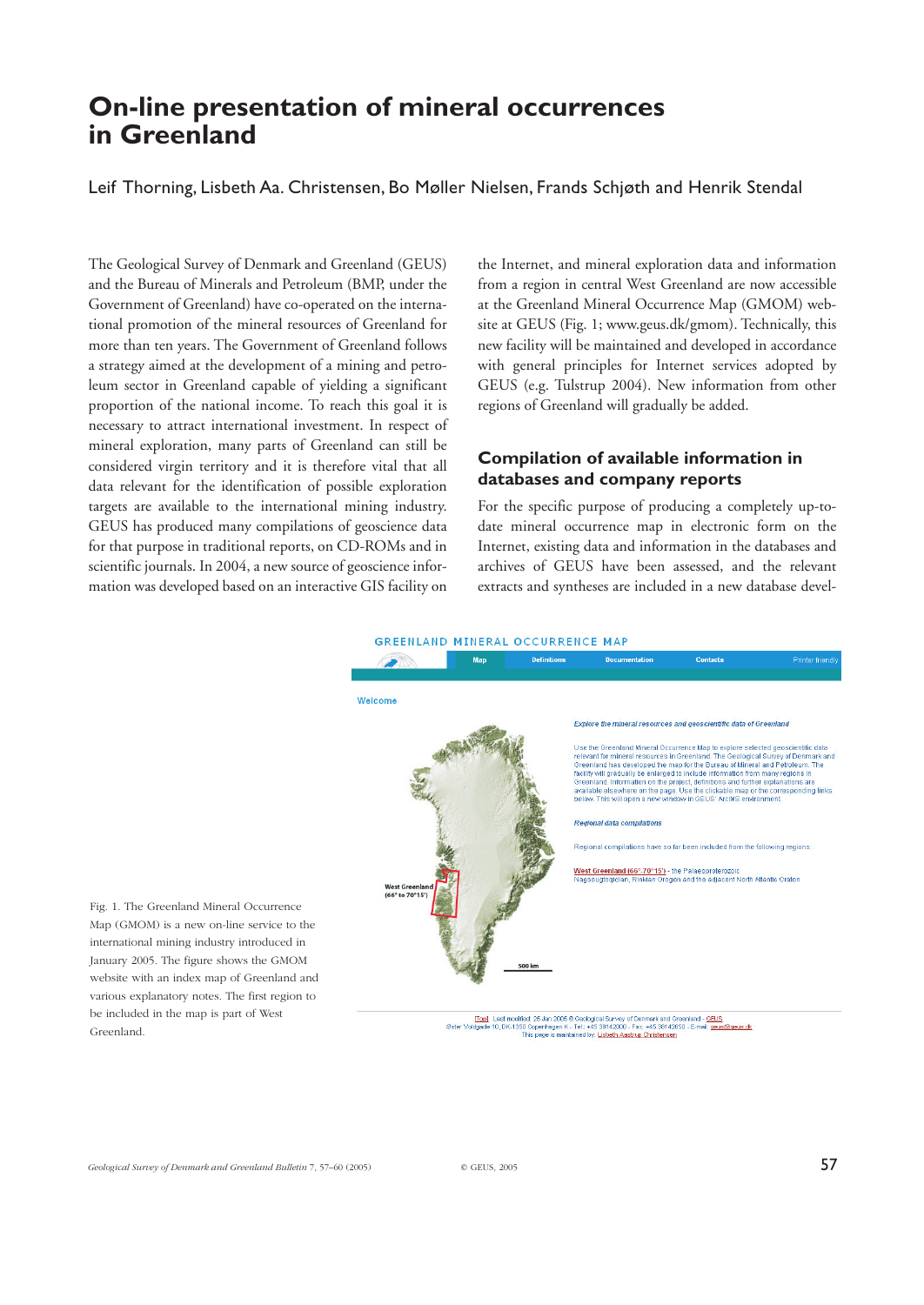# On-line presentation of mineral occurrences in Greenland

Leif Thorning, Lisbeth Aa. Christensen, Bo Møller Nielsen, Frands Schjøth and Henrik Stendal

The Geological Survey of Denmark and Greenland (GEUS) and the Bureau of Minerals and Petroleum (BMP, under the Government of Greenland) have co-operated on the international promotion of the mineral resources of Greenland for more than ten years. The Government of Greenland follows a strategy aimed at the development of a mining and petroleum sector in Greenland capable of yielding a significant proportion of the national income. To reach this goal it is necessary to attract international investment. In respect of mineral exploration, many parts of Greenland can still be considered virgin territory and it is therefore vital that all data relevant for the identification of possible exploration targets are available to the international mining industry. GEUS has produced many compilations of geoscience data for that purpose in traditional reports, on CD-ROMs and in scientific journals. In 2004, a new source of geoscience information was developed based on an interactive GIS facility on the Internet, and mineral exploration data and information from a region in central West Greenland are now accessible at the Greenland Mineral Occurrence Map (GMOM) website at GEUS (Fig. 1; www.geus.dk/gmom). Technically, this new facility will be maintained and developed in accordance with general principles for Internet services adopted by GEUS (e.g. Tulstrup 2004). New information from other regions of Greenland will gradually be added.

## Compilation of available information in databases and company reports

For the specific purpose of producing a completely up-to-date mineral occurrence map in electronic form on the Internet, existing data and information in the databases and archives of GEUS have been assessed, and the relevant extracts and syntheses are included in a new database devel-

Fig. 1. The Greenland Mineral Occurrence Map (GMOM) is a new on-line service to the international mining industry introduced in January 2005. The figure shows the GMOM website with an index map of Greenland and various explanatory notes. The first region to be included in the map is part of West Greenland.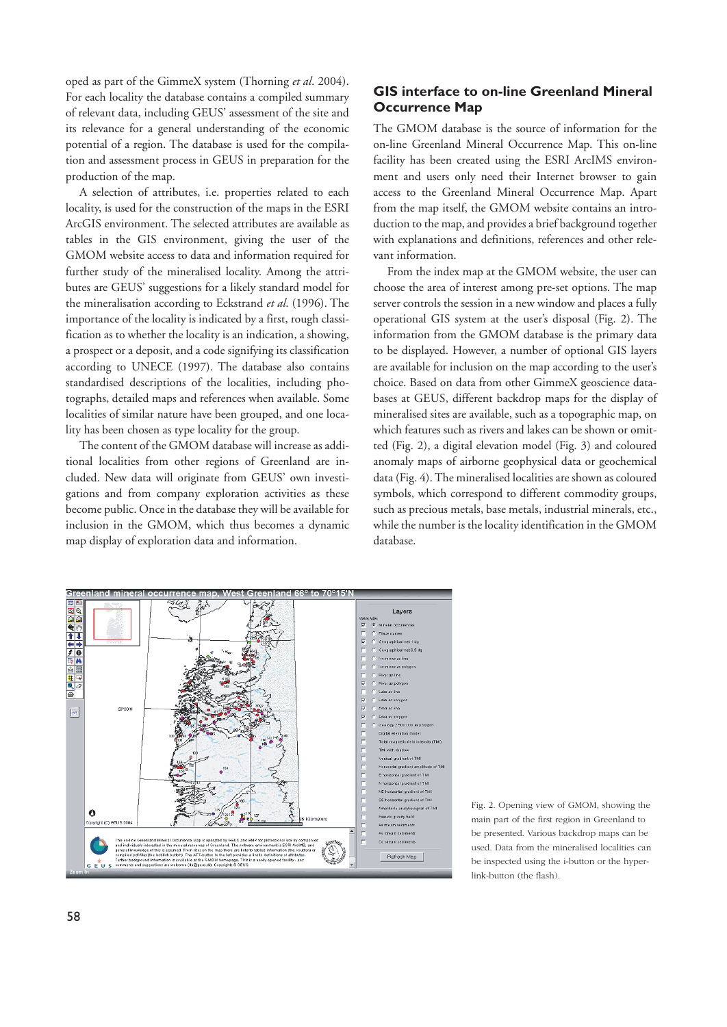oped as part of the GimmeX system (Thorning *et al.* 2004). For each locality the database contains a compiled summary of relevant data, including GEUS' assessment of the site and its relevance for a general understanding of the economic potential of a region. The database is used for the compilation and assessment process in GEUS in preparation for the production of the map.

A selection of attributes, i.e. properties related to each locality, is used for the construction of the maps in the ESRI ArcGIS environment. The selected attributes are available as tables in the GIS environment, giving the user of the GMOM website access to data and information required for further study of the mineralised locality. Among the attributes are GEUS' suggestions for a likely standard model for the mineralisation according to Eckstrand *et al.* (1996). The importance of the locality is indicated by a first, rough classification as to whether the locality is an indication, a showing, a prospect or a deposit, and a code signifying its classification according to UNECE (1997). The database also contains standardised descriptions of the localities, including photographs, detailed maps and references when available. Some localities of similar nature have been grouped, and one locality has been chosen as type locality for the group.

The content of the GMOM database will increase as additional localities from other regions of Greenland are included. New data will originate from GEUS' own investigations and from company exploration activities as these become public. Once in the database they will be available for inclusion in the GMOM, which thus becomes a dynamic map display of exploration data and information.

## GIS interface to on-line Greenland Mineral Occurrence Map

The GMOM database is the source of information for the on-line Greenland Mineral Occurrence Map. This on-line facility has been created using the ESRI ArcIMS environment and users only need their Internet browser to gain access to the Greenland Mineral Occurrence Map. Apart from the map itself, the GMOM website contains an introduction to the map, and provides a brief background together with explanations and definitions, references and other relevant information.

From the index map at the GMOM website, the user can choose the area of interest among pre-set options. The map server controls the session in a new window and places a fully operational GIS system at the user's disposal (Fig. 2). The information from the GMOM database is the primary data to be displayed. However, a number of optional GIS layers are available for inclusion on the map according to the user's choice. Based on data from other GimmeX geoscience databases at GEUS, different backdrop maps for the display of mineralised sites are available, such as a topographic map, on which features such as rivers and lakes can be shown or omitted (Fig. 2), a digital elevation model (Fig. 3) and coloured anomaly maps of airborne geophysical data or geochemical data (Fig. 4). The mineralised localities are shown as coloured symbols, which correspond to different commodity groups, such as precious metals, base metals, industrial minerals, etc., while the number is the locality identification in the GMOM database.

Fig. 2. Opening view of GMOM, showing the main part of the first region in Greenland to be presented. Various backdrop maps can be used. Data from the mineralised localities can be inspected using the i-button or the hyperlink-button (the flash).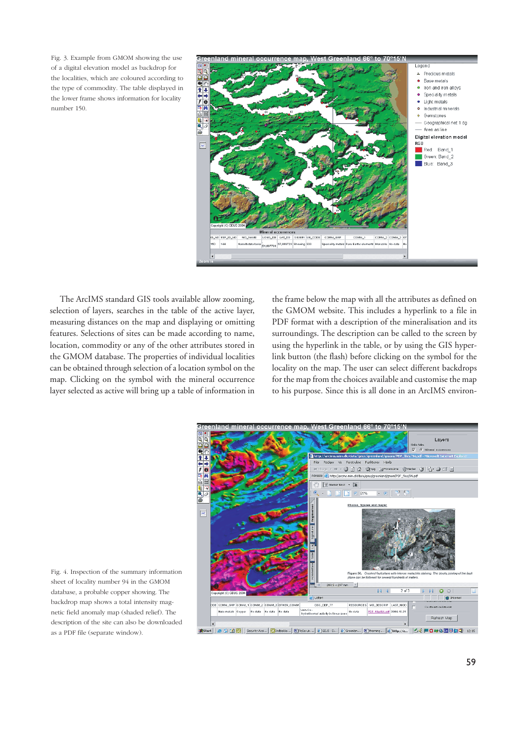Fig. 3. Example from GMOM showing the use of a digital elevation model as backdrop for the localities, which are coloured according to the type of commodity. The table displayed in the lower frame shows information for locality number 150.

The ArcIMS standard GIS tools available allow zooming, selection of layers, searches in the table of the active layer, measuring distances on the map and displaying or omitting features. Selections of sites can be made according to name, location, commodity or any of the other attributes stored in the GMOM database. The properties of individual localities can be obtained through selection of a location symbol on the map. Clicking on the symbol with the mineral occurrence layer selected as active will bring up a table of information in the frame below the map with all the attributes as defined on the GMOM website. This includes a hyperlink to a file in PDF format with a description of the mineralisation and its surroundings. The description can be called to the screen by using the hyperlink in the table, or by using the GIS hyperlink button (the flash) before clicking on the symbol for the locality on the map. The user can select different backdrops for the map from the choices available and customise the map to his purpose. Since this is all done in an ArcIMS environ-

Fig. 4. Inspection of the summary information sheet of locality number 94 in the GMOM database, a probable copper showing. The backdrop map shows a total intensity magnetic field anomaly map (shaded relief). The description of the site can also be downloaded as a PDF file (separate window).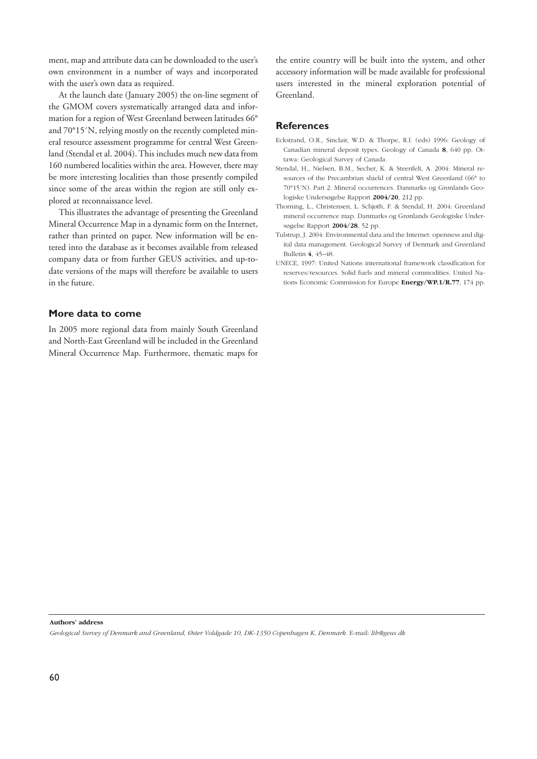ment, map and attribute data can be downloaded to the user's own environment in a number of ways and incorporated with the user's own data as required.

At the launch date (January 2005) the on-line segment of the GMOM covers systematically arranged data and information for a region of West Greenland between latitudes 66° and 70°15´N, relying mostly on the recently completed mineral resource assessment programme for central West Greenland (Stendal et al. 2004). This includes much new data from 160 numbered localities within the area. However, there may be more interesting localities than those presently compiled since some of the areas within the region are still only explored at reconnaissance level.

This illustrates the advantage of presenting the Greenland Mineral Occurrence Map in a dynamic form on the Internet, rather than printed on paper. New information will be entered into the database as it becomes available from released company data or from further GEUS activities, and up-to-date versions of the maps will therefore be available to users in the future.

## More data to come

In 2005 more regional data from mainly South Greenland and North-East Greenland will be included in the Greenland Mineral Occurrence Map. Furthermore, thematic maps for the entire country will be built into the system, and other accessory information will be made available for professional users interested in the mineral exploration potential of Greenland.

## References

Eckstrand, O.R., Sinclair, W.D. & Thorpe, R.I. (eds) 1996: Geology of Canadian mineral deposit types. Geology of Canada **8**, 640 pp. Ottawa: Geological Survey of Canada.

Stendal, H., Nielsen, B.M., Secher, K. & Steenfelt, A. 2004: Mineral resources of the Precambrian shield of central West Greenland (66° to 70°15´N). Part 2. Mineral occurrences. Danmarks og Grønlands Geologiske Undersøgelse Rapport **2004/20**, 212 pp.

Thorning, L., Christensen, L. Schjøth, F. & Stendal, H. 2004: Greenland mineral occurrence map. Danmarks og Grønlands Geologiske Undersøgelse Rapport **2004/28**, 52 pp.

Tulstrup, J. 2004: Environmental data and the Internet: openness and digital data management. Geological Survey of Denmark and Greenland Bulletin **4**, 45–48.

UNECE, 1997: United Nations international framework classification for reserves/resources. Solid fuels and mineral commodities. United Nations Economic Commission for Europe **Energy/WP.1/R.77**, 174 pp.

**Authors' address**

*Geological Survey of Denmark and Greenland, Øster Voldgade 10, DK-1350 Copenhagen K, Denmark.* E-mail: *lth@geus.dk*